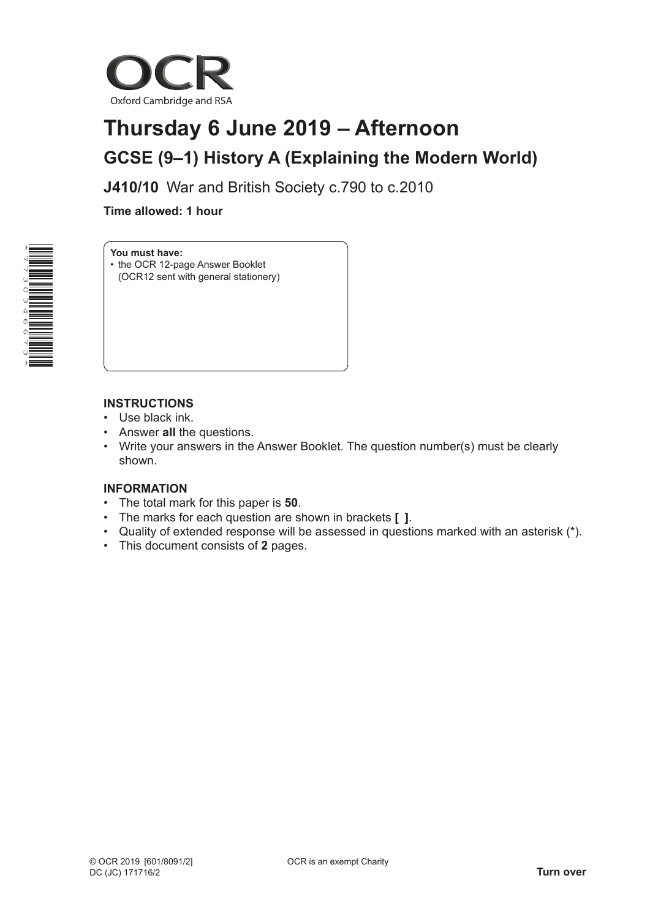OCR

Oxford Cambridge and RSA

# Thursday 6 June 2019 – Afternoon

## GCSE (9–1) History A (Explaining the Modern World)

**J410/10** War and British Society c.790 to c.2010

**Time allowed: 1 hour**

**You must have:**

- the OCR 12-page Answer Booklet (OCR12 sent with general stationery)

### INSTRUCTIONS

- Use black ink.
- Answer **all** the questions.
- Write your answers in the Answer Booklet. The question number(s) must be clearly shown.

### INFORMATION

- The total mark for this paper is **50**.
- The marks for each question are shown in brackets **[ ]**.
- Quality of extended response will be assessed in questions marked with an asterisk (*).
- This document consists of **2** pages.

© OCR 2019 [601/8091/2]
DC (JC) 171716/2

OCR is an exempt Charity

**Turn over**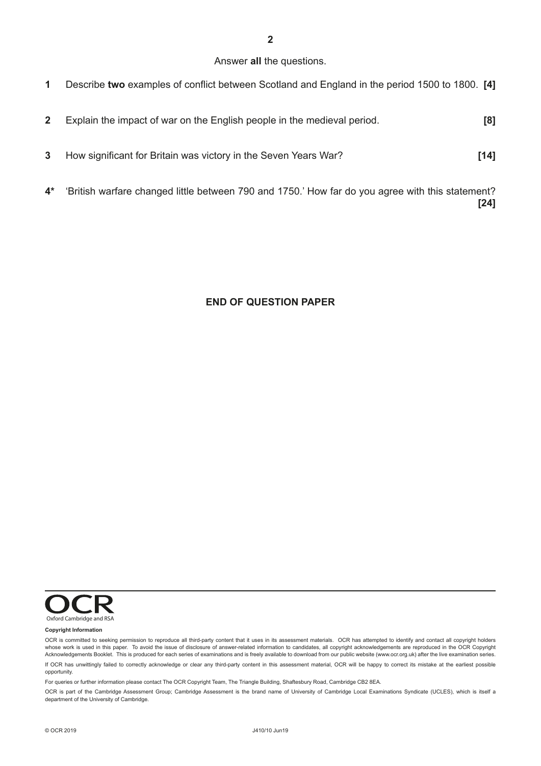Answer **all** the questions.

**1** Describe **two** examples of conflict between Scotland and England in the period 1500 to 1800. **[4]**

**2** Explain the impact of war on the English people in the medieval period. **[8]**

**3** How significant for Britain was victory in the Seven Years War? **[14]**

**4*** 'British warfare changed little between 790 and 1750.' How far do you agree with this statement? **[24]**

**END OF QUESTION PAPER**

OCR
Oxford Cambridge and RSA

**Copyright Information**

OCR is committed to seeking permission to reproduce all third-party content that it uses in its assessment materials. OCR has attempted to identify and contact all copyright holders whose work is used in this paper. To avoid the issue of disclosure of answer-related information to candidates, all copyright acknowledgements are reproduced in the OCR Copyright Acknowledgements Booklet. This is produced for each series of examinations and is freely available to download from our public website (www.ocr.org.uk) after the live examination series.

If OCR has unwittingly failed to correctly acknowledge or clear any third-party content in this assessment material, OCR will be happy to correct its mistake at the earliest possible opportunity.

For queries or further information please contact The OCR Copyright Team, The Triangle Building, Shaftesbury Road, Cambridge CB2 8EA.

OCR is part of the Cambridge Assessment Group; Cambridge Assessment is the brand name of University of Cambridge Local Examinations Syndicate (UCLES), which is itself a department of the University of Cambridge.

© OCR 2019 J410/10 Jun19